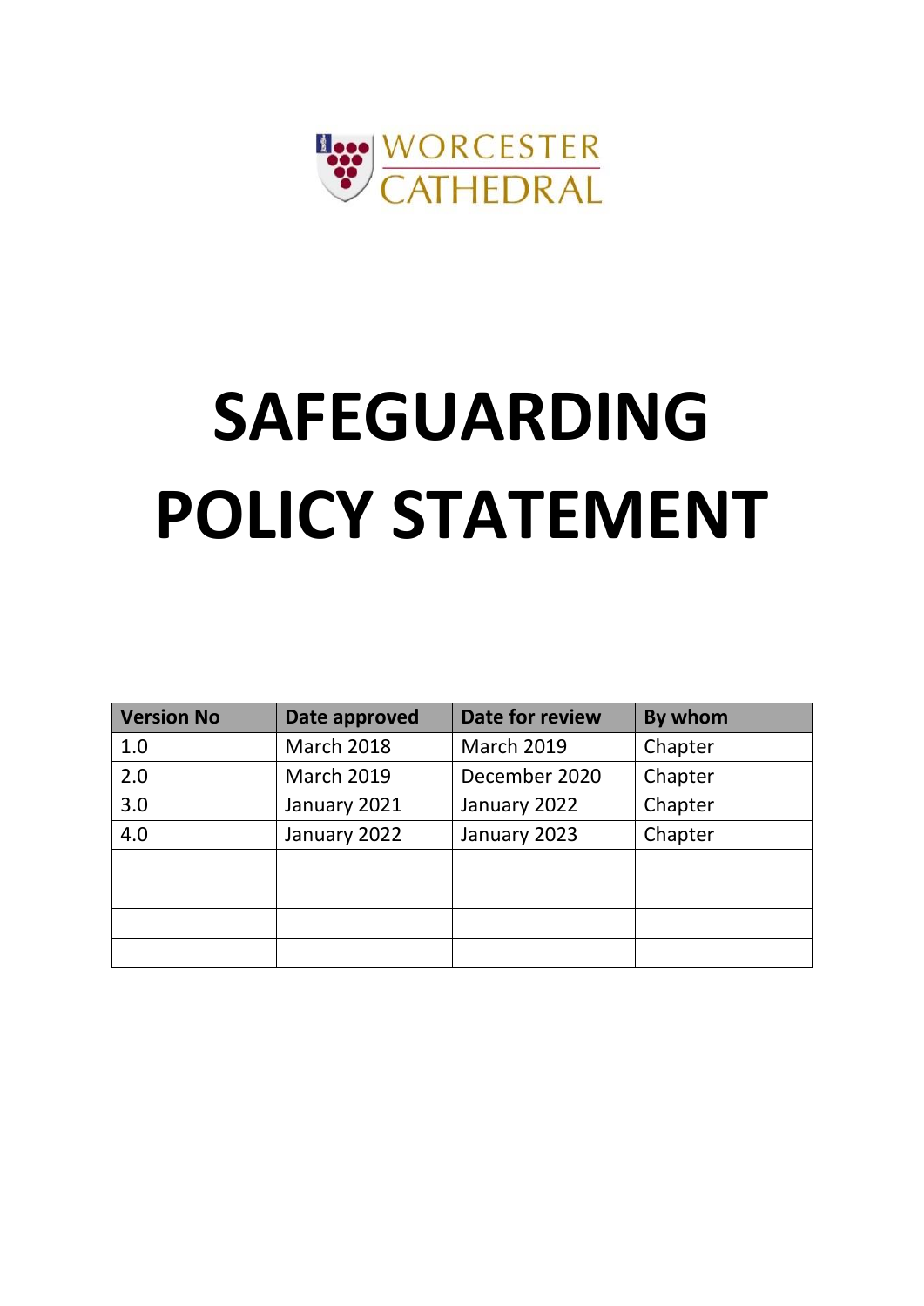WORCESTER CATHEDRAL

# SAFEGUARDING POLICY STATEMENT

| Version No | Date approved | Date for review | By whom |
| --- | --- | --- | --- |
| 1.0 | March 2018 | March 2019 | Chapter |
| 2.0 | March 2019 | December 2020 | Chapter |
| 3.0 | January 2021 | January 2022 | Chapter |
| 4.0 | January 2022 | January 2023 | Chapter |
| | | | |
| | | | |
| | | | |
| | | | |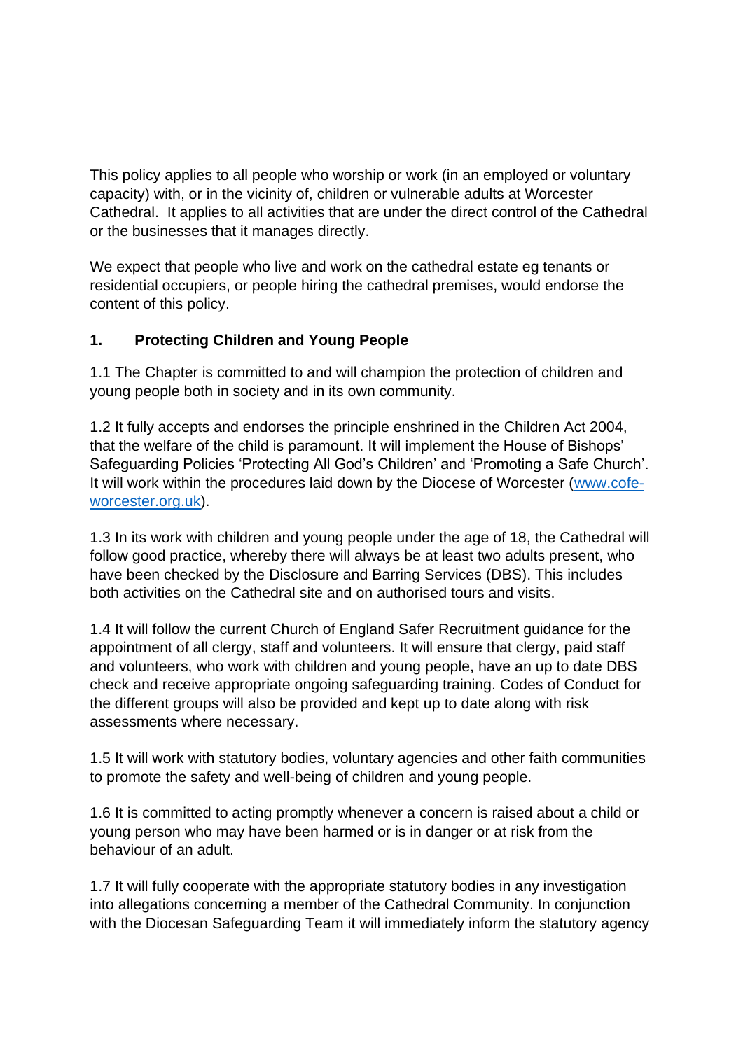This policy applies to all people who worship or work (in an employed or voluntary capacity) with, or in the vicinity of, children or vulnerable adults at Worcester Cathedral. It applies to all activities that are under the direct control of the Cathedral or the businesses that it manages directly.

We expect that people who live and work on the cathedral estate eg tenants or residential occupiers, or people hiring the cathedral premises, would endorse the content of this policy.

## 1. Protecting Children and Young People

1.1 The Chapter is committed to and will champion the protection of children and young people both in society and in its own community.

1.2 It fully accepts and endorses the principle enshrined in the Children Act 2004, that the welfare of the child is paramount. It will implement the House of Bishops' Safeguarding Policies 'Protecting All God's Children' and 'Promoting a Safe Church'. It will work within the procedures laid down by the Diocese of Worcester ([www.cofe-worcester.org.uk](http://www.cofe-worcester.org.uk)).

1.3 In its work with children and young people under the age of 18, the Cathedral will follow good practice, whereby there will always be at least two adults present, who have been checked by the Disclosure and Barring Services (DBS). This includes both activities on the Cathedral site and on authorised tours and visits.

1.4 It will follow the current Church of England Safer Recruitment guidance for the appointment of all clergy, staff and volunteers. It will ensure that clergy, paid staff and volunteers, who work with children and young people, have an up to date DBS check and receive appropriate ongoing safeguarding training. Codes of Conduct for the different groups will also be provided and kept up to date along with risk assessments where necessary.

1.5 It will work with statutory bodies, voluntary agencies and other faith communities to promote the safety and well-being of children and young people.

1.6 It is committed to acting promptly whenever a concern is raised about a child or young person who may have been harmed or is in danger or at risk from the behaviour of an adult.

1.7 It will fully cooperate with the appropriate statutory bodies in any investigation into allegations concerning a member of the Cathedral Community. In conjunction with the Diocesan Safeguarding Team it will immediately inform the statutory agency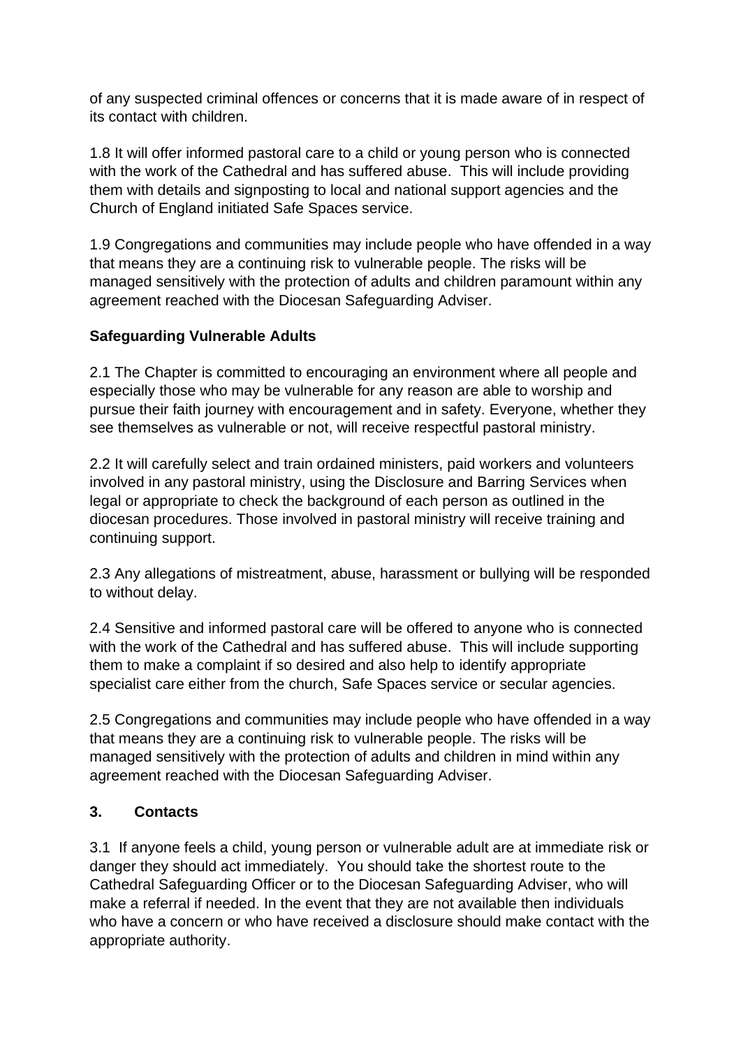of any suspected criminal offences or concerns that it is made aware of in respect of its contact with children.

1.8 It will offer informed pastoral care to a child or young person who is connected with the work of the Cathedral and has suffered abuse. This will include providing them with details and signposting to local and national support agencies and the Church of England initiated Safe Spaces service.

1.9 Congregations and communities may include people who have offended in a way that means they are a continuing risk to vulnerable people. The risks will be managed sensitively with the protection of adults and children paramount within any agreement reached with the Diocesan Safeguarding Adviser.

**Safeguarding Vulnerable Adults**

2.1 The Chapter is committed to encouraging an environment where all people and especially those who may be vulnerable for any reason are able to worship and pursue their faith journey with encouragement and in safety. Everyone, whether they see themselves as vulnerable or not, will receive respectful pastoral ministry.

2.2 It will carefully select and train ordained ministers, paid workers and volunteers involved in any pastoral ministry, using the Disclosure and Barring Services when legal or appropriate to check the background of each person as outlined in the diocesan procedures. Those involved in pastoral ministry will receive training and continuing support.

2.3 Any allegations of mistreatment, abuse, harassment or bullying will be responded to without delay.

2.4 Sensitive and informed pastoral care will be offered to anyone who is connected with the work of the Cathedral and has suffered abuse. This will include supporting them to make a complaint if so desired and also help to identify appropriate specialist care either from the church, Safe Spaces service or secular agencies.

2.5 Congregations and communities may include people who have offended in a way that means they are a continuing risk to vulnerable people. The risks will be managed sensitively with the protection of adults and children in mind within any agreement reached with the Diocesan Safeguarding Adviser.

## 3. Contacts

3.1 If anyone feels a child, young person or vulnerable adult are at immediate risk or danger they should act immediately. You should take the shortest route to the Cathedral Safeguarding Officer or to the Diocesan Safeguarding Adviser, who will make a referral if needed. In the event that they are not available then individuals who have a concern or who have received a disclosure should make contact with the appropriate authority.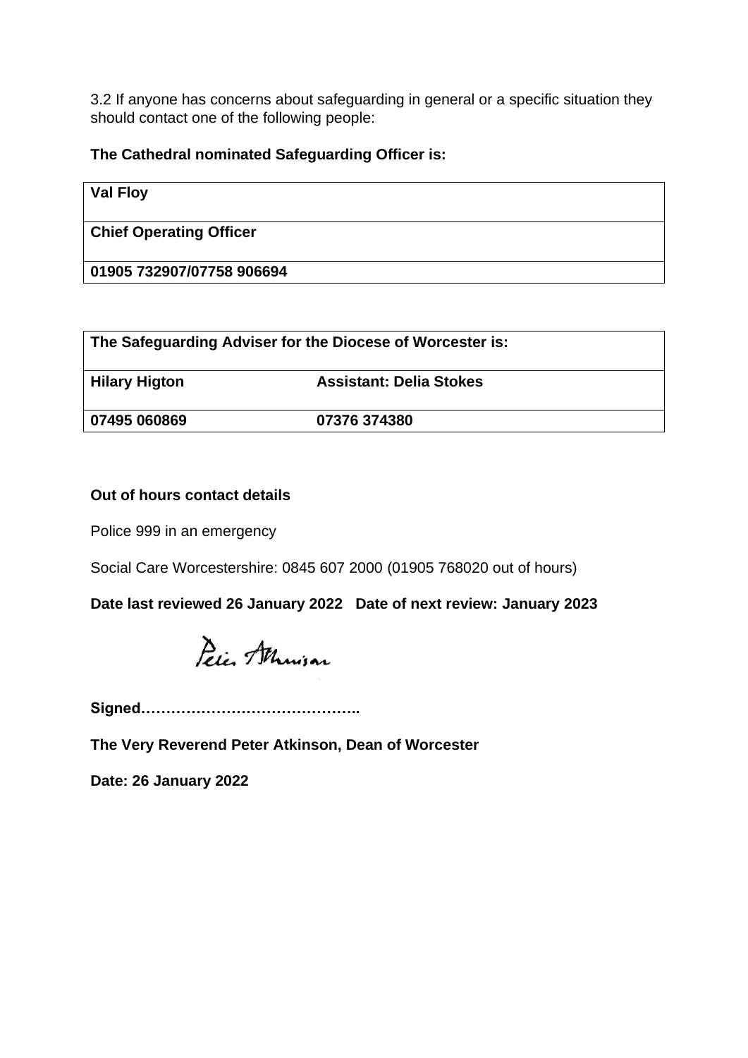3.2 If anyone has concerns about safeguarding in general or a specific situation they should contact one of the following people:

**The Cathedral nominated Safeguarding Officer is:**

| |
|---|
| **Val Floy** |
| **Chief Operating Officer** |
| **01905 732907/07758 906694** |

| | |
|---|---|
| **The Safeguarding Adviser for the Diocese of Worcester is:** | |
| **Hilary Higton** | **Assistant: Delia Stokes** |
| **07495 060869** | **07376 374380** |

**Out of hours contact details**

Police 999 in an emergency

Social Care Worcestershire: 0845 607 2000 (01905 768020 out of hours)

**Date last reviewed 26 January 2022 Date of next review: January 2023**

Peter Atkinson

**Signed……………………………………..**

**The Very Reverend Peter Atkinson, Dean of Worcester**

**Date: 26 January 2022**